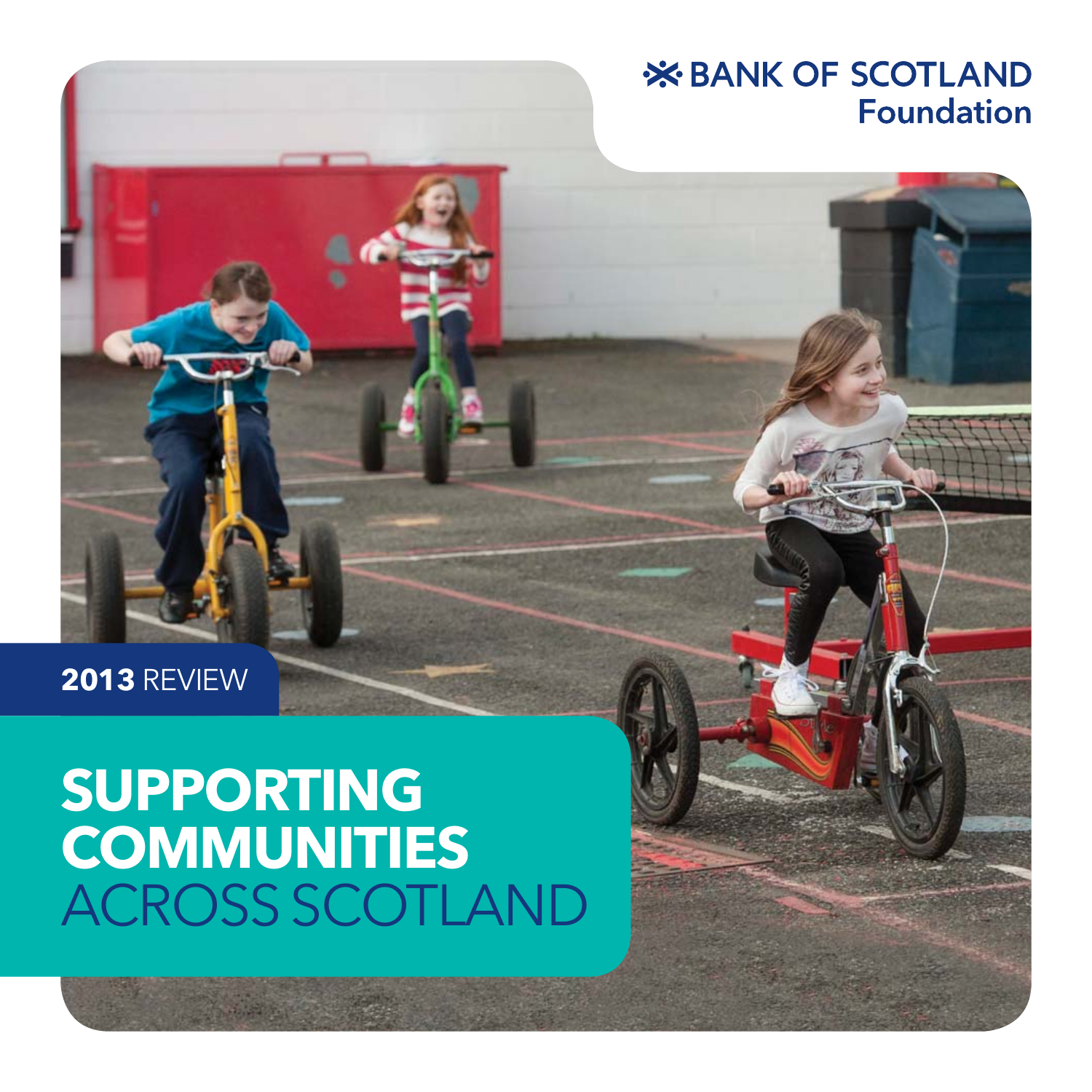BANK OF SCOTLAND
Foundation

**2013** REVIEW

# SUPPORTING COMMUNITIES ACROSS SCOTLAND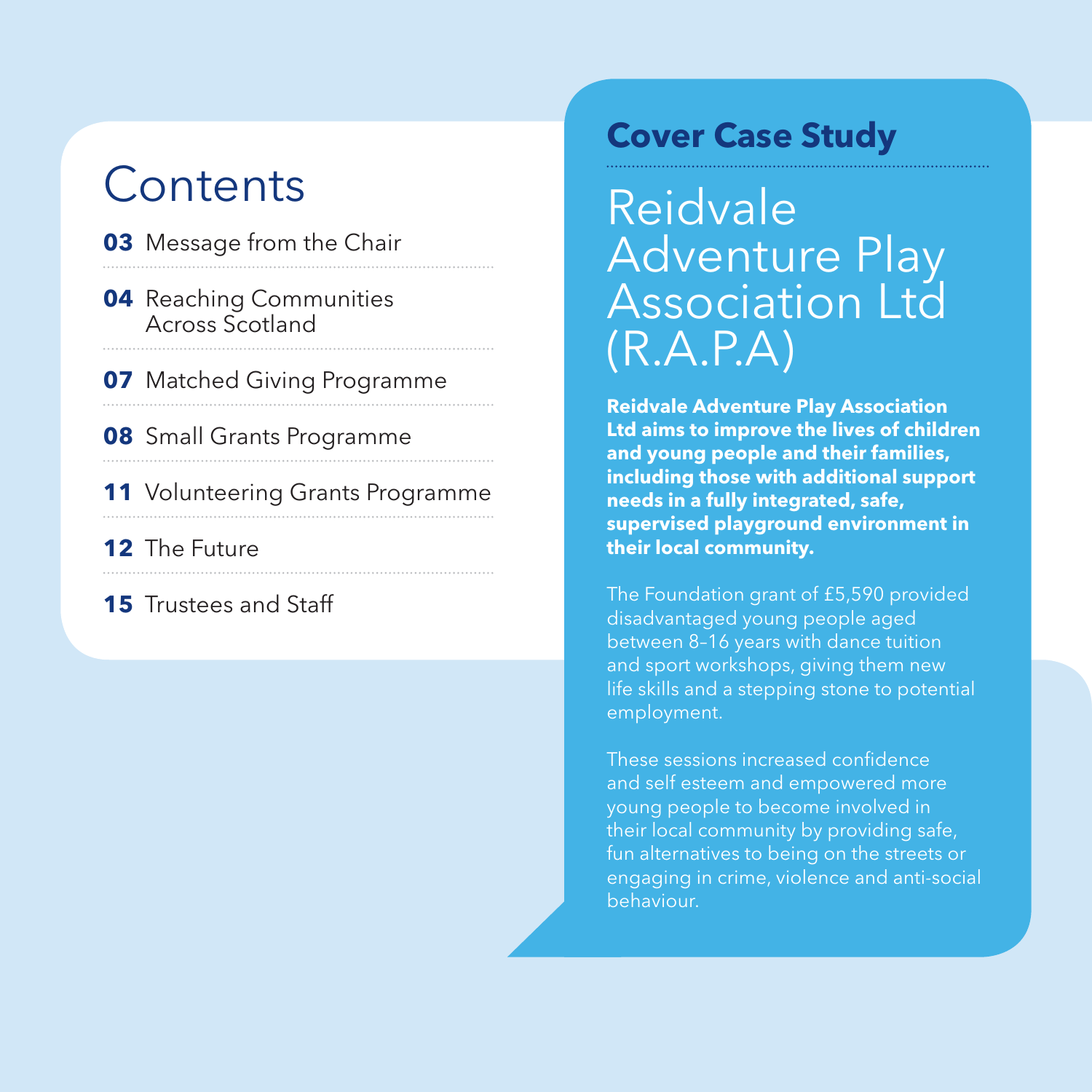# Contents

- **03** Message from the Chair
- **04** Reaching Communities Across Scotland
- **07** Matched Giving Programme
- **08** Small Grants Programme
- **11** Volunteering Grants Programme
- **12** The Future
- **15** Trustees and Staff

## Cover Case Study

# Reidvale Adventure Play Association Ltd (R.A.P.A)

**Reidvale Adventure Play Association Ltd aims to improve the lives of children and young people and their families, including those with additional support needs in a fully integrated, safe, supervised playground environment in their local community.**

The Foundation grant of £5,590 provided disadvantaged young people aged between 8–16 years with dance tuition and sport workshops, giving them new life skills and a stepping stone to potential employment.

These sessions increased confidence and self esteem and empowered more young people to become involved in their local community by providing safe, fun alternatives to being on the streets or engaging in crime, violence and anti-social behaviour.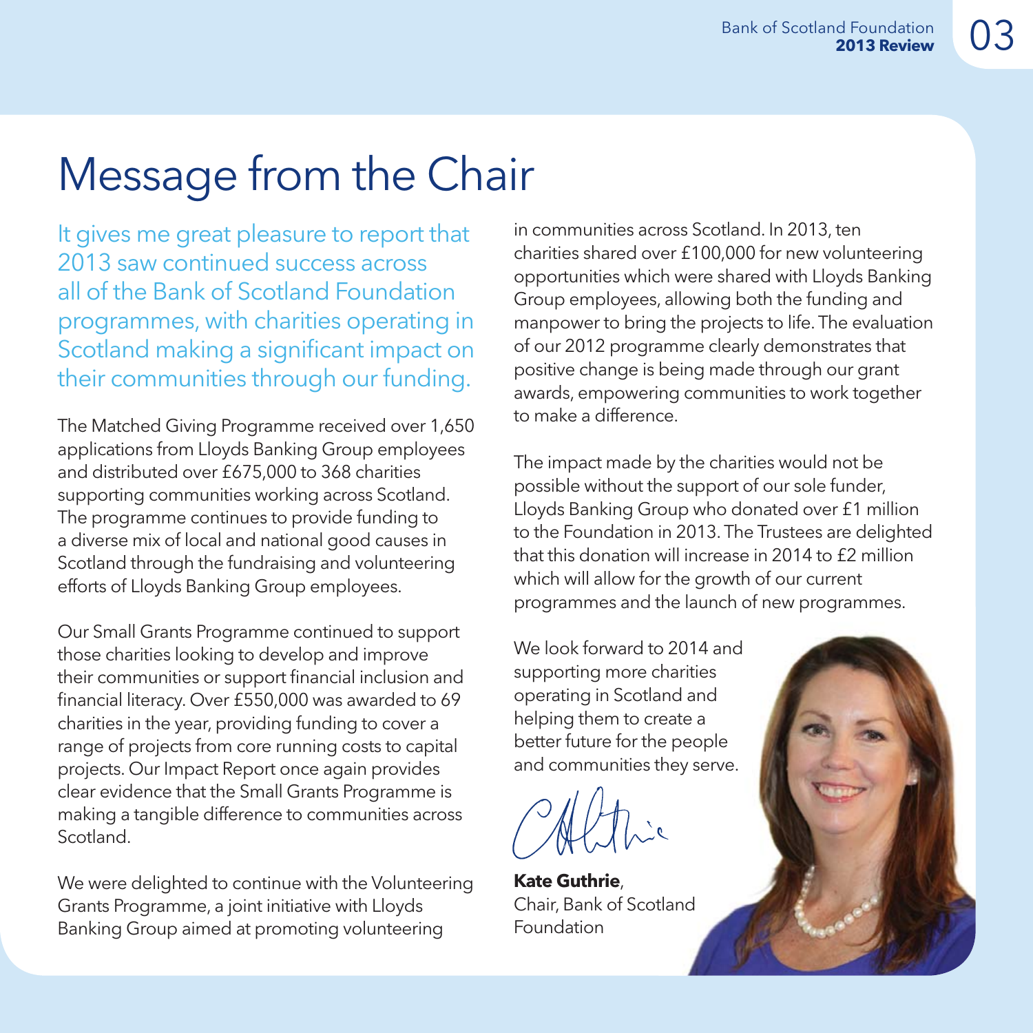# Message from the Chair

It gives me great pleasure to report that 2013 saw continued success across all of the Bank of Scotland Foundation programmes, with charities operating in Scotland making a significant impact on their communities through our funding.

The Matched Giving Programme received over 1,650 applications from Lloyds Banking Group employees and distributed over £675,000 to 368 charities supporting communities working across Scotland. The programme continues to provide funding to a diverse mix of local and national good causes in Scotland through the fundraising and volunteering efforts of Lloyds Banking Group employees.

Our Small Grants Programme continued to support those charities looking to develop and improve their communities or support financial inclusion and financial literacy. Over £550,000 was awarded to 69 charities in the year, providing funding to cover a range of projects from core running costs to capital projects. Our Impact Report once again provides clear evidence that the Small Grants Programme is making a tangible difference to communities across Scotland.

We were delighted to continue with the Volunteering Grants Programme, a joint initiative with Lloyds Banking Group aimed at promoting volunteering in communities across Scotland. In 2013, ten charities shared over £100,000 for new volunteering opportunities which were shared with Lloyds Banking Group employees, allowing both the funding and manpower to bring the projects to life. The evaluation of our 2012 programme clearly demonstrates that positive change is being made through our grant awards, empowering communities to work together to make a difference.

The impact made by the charities would not be possible without the support of our sole funder, Lloyds Banking Group who donated over £1 million to the Foundation in 2013. The Trustees are delighted that this donation will increase in 2014 to £2 million which will allow for the growth of our current programmes and the launch of new programmes.

We look forward to 2014 and supporting more charities operating in Scotland and helping them to create a better future for the people and communities they serve.

**Kate Guthrie**,
Chair, Bank of Scotland Foundation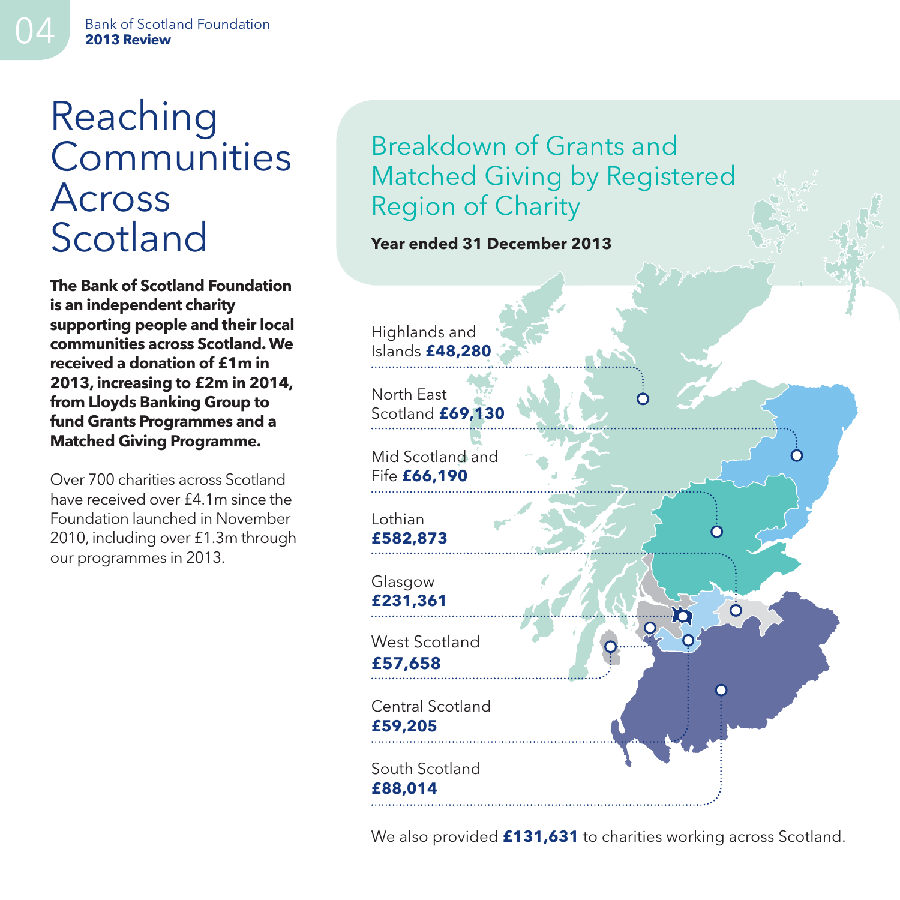# Reaching Communities Across Scotland

**The Bank of Scotland Foundation is an independent charity supporting people and their local communities across Scotland. We received a donation of £1m in 2013, increasing to £2m in 2014, from Lloyds Banking Group to fund Grants Programmes and a Matched Giving Programme.**

Over 700 charities across Scotland have received over £4.1m since the Foundation launched in November 2010, including over £1.3m through our programmes in 2013.

## Breakdown of Grants and Matched Giving by Registered Region of Charity

**Year ended 31 December 2013**

Highlands and Islands **£48,280**

North East Scotland **£69,130**

Mid Scotland and Fife **£66,190**

Lothian **£582,873**

Glasgow **£231,361**

West Scotland **£57,658**

Central Scotland **£59,205**

South Scotland **£88,014**

We also provided **£131,631** to charities working across Scotland.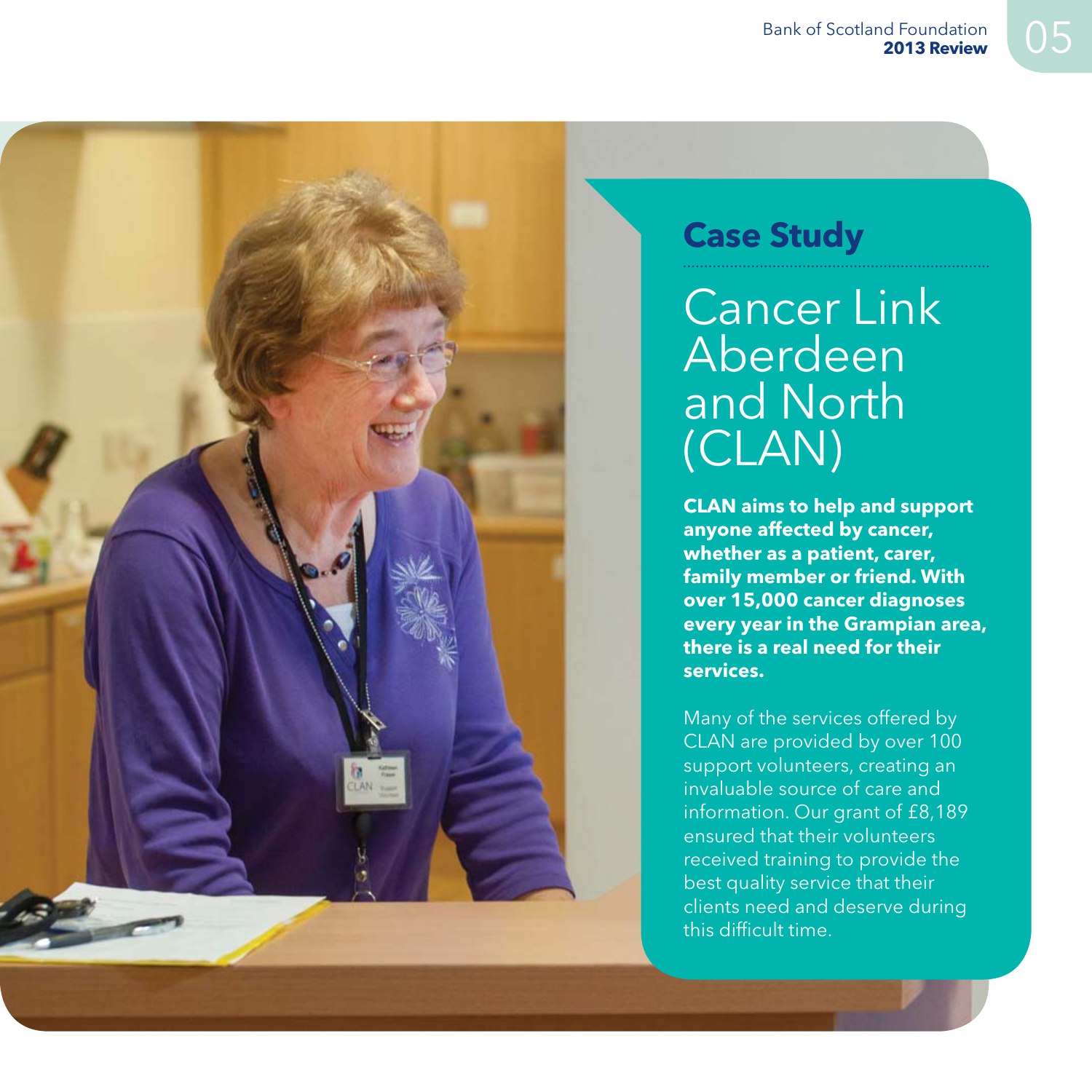## Case Study

# Cancer Link Aberdeen and North (CLAN)

**CLAN aims to help and support anyone affected by cancer, whether as a patient, carer, family member or friend. With over 15,000 cancer diagnoses every year in the Grampian area, there is a real need for their services.**

Many of the services offered by CLAN are provided by over 100 support volunteers, creating an invaluable source of care and information. Our grant of £8,189 ensured that their volunteers received training to provide the best quality service that their clients need and deserve during this difficult time.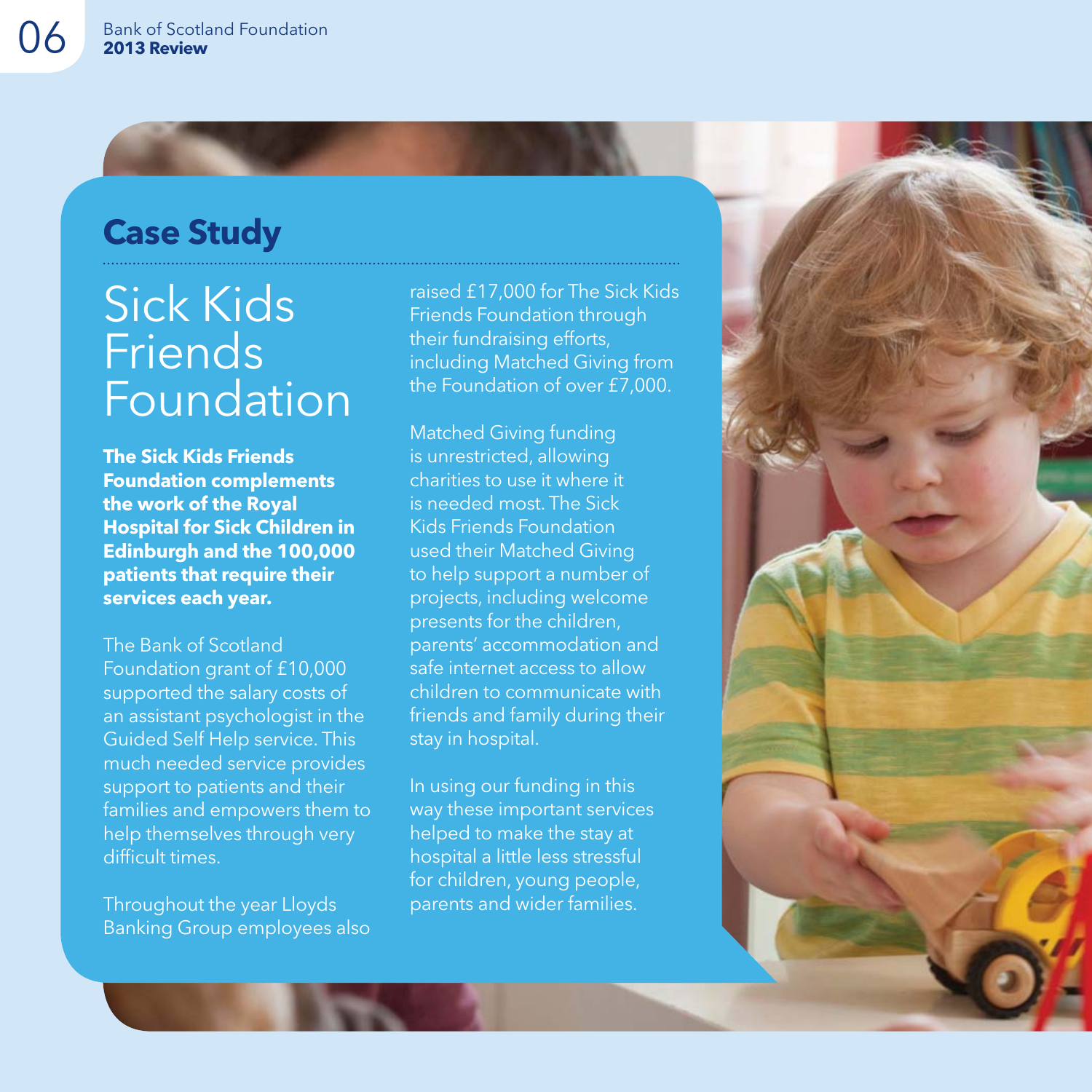## Case Study

# Sick Kids Friends Foundation

**The Sick Kids Friends Foundation complements the work of the Royal Hospital for Sick Children in Edinburgh and the 100,000 patients that require their services each year.**

The Bank of Scotland Foundation grant of £10,000 supported the salary costs of an assistant psychologist in the Guided Self Help service. This much needed service provides support to patients and their families and empowers them to help themselves through very difficult times.

Throughout the year Lloyds Banking Group employees also raised £17,000 for The Sick Kids Friends Foundation through their fundraising efforts, including Matched Giving from the Foundation of over £7,000.

Matched Giving funding is unrestricted, allowing charities to use it where it is needed most. The Sick Kids Friends Foundation used their Matched Giving to help support a number of projects, including welcome presents for the children, parents' accommodation and safe internet access to allow children to communicate with friends and family during their stay in hospital.

In using our funding in this way these important services helped to make the stay at hospital a little less stressful for children, young people, parents and wider families.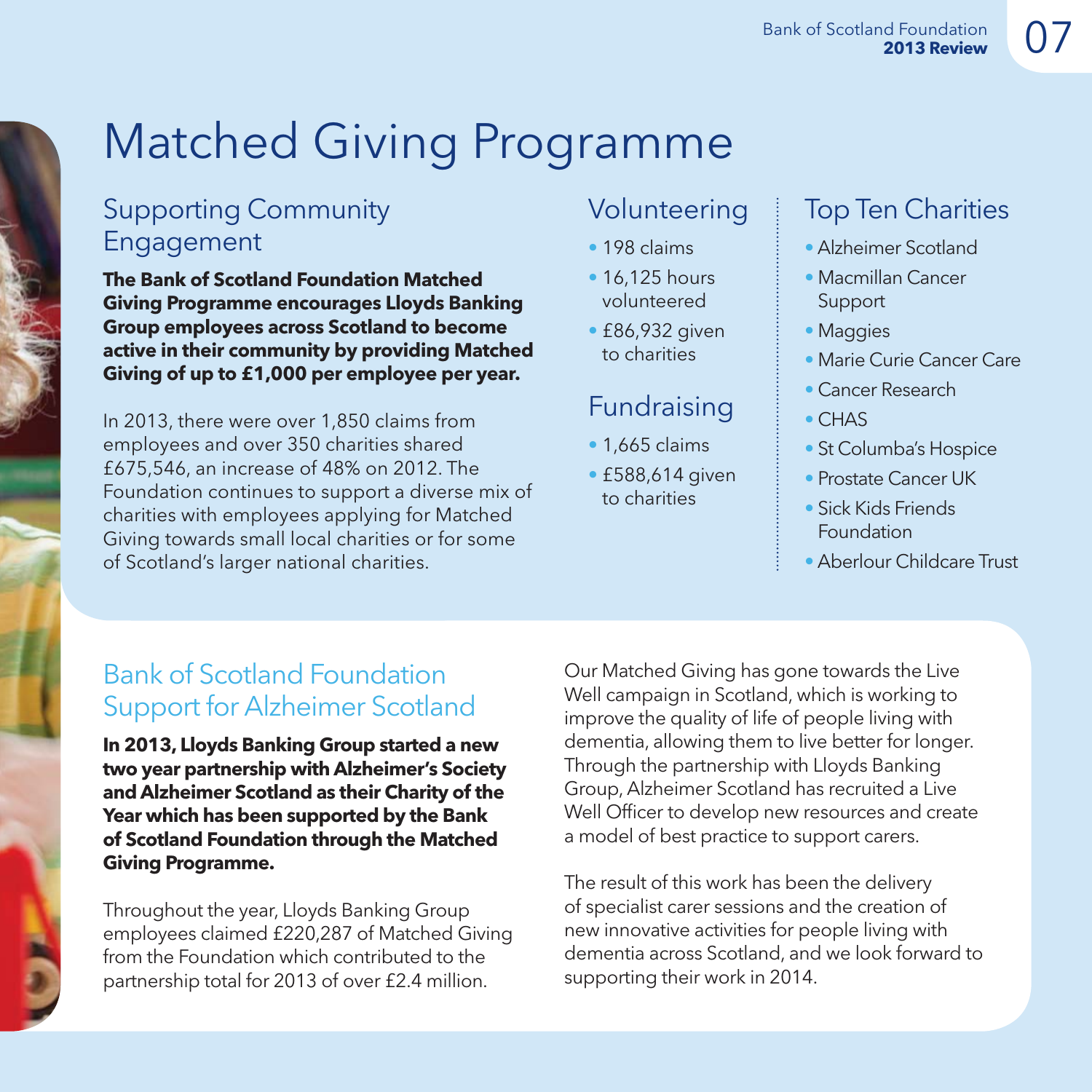# Matched Giving Programme

## Supporting Community Engagement

**The Bank of Scotland Foundation Matched Giving Programme encourages Lloyds Banking Group employees across Scotland to become active in their community by providing Matched Giving of up to £1,000 per employee per year.**

In 2013, there were over 1,850 claims from employees and over 350 charities shared £675,546, an increase of 48% on 2012. The Foundation continues to support a diverse mix of charities with employees applying for Matched Giving towards small local charities or for some of Scotland's larger national charities.

## Volunteering

- 198 claims
- 16,125 hours volunteered
- £86,932 given to charities

## Fundraising

- 1,665 claims
- £588,614 given to charities

## Top Ten Charities

- Alzheimer Scotland
- Macmillan Cancer Support
- Maggies
- Marie Curie Cancer Care
- Cancer Research
- CHAS
- St Columba's Hospice
- Prostate Cancer UK
- Sick Kids Friends Foundation
- Aberlour Childcare Trust

## Bank of Scotland Foundation Support for Alzheimer Scotland

**In 2013, Lloyds Banking Group started a new two year partnership with Alzheimer's Society and Alzheimer Scotland as their Charity of the Year which has been supported by the Bank of Scotland Foundation through the Matched Giving Programme.**

Throughout the year, Lloyds Banking Group employees claimed £220,287 of Matched Giving from the Foundation which contributed to the partnership total for 2013 of over £2.4 million.

Our Matched Giving has gone towards the Live Well campaign in Scotland, which is working to improve the quality of life of people living with dementia, allowing them to live better for longer. Through the partnership with Lloyds Banking Group, Alzheimer Scotland has recruited a Live Well Officer to develop new resources and create a model of best practice to support carers.

The result of this work has been the delivery of specialist carer sessions and the creation of new innovative activities for people living with dementia across Scotland, and we look forward to supporting their work in 2014.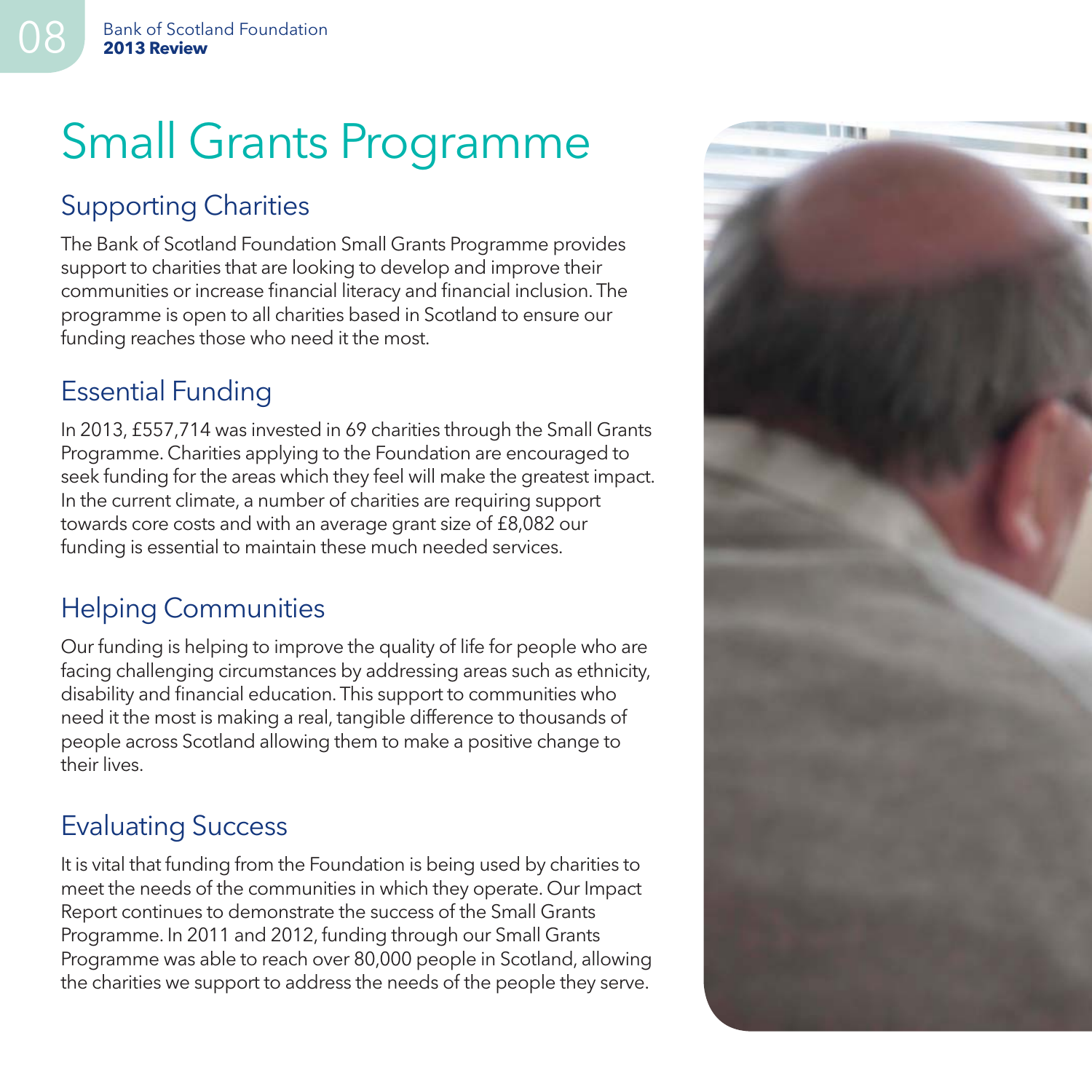# Small Grants Programme

## Supporting Charities

The Bank of Scotland Foundation Small Grants Programme provides support to charities that are looking to develop and improve their communities or increase financial literacy and financial inclusion. The programme is open to all charities based in Scotland to ensure our funding reaches those who need it the most.

## Essential Funding

In 2013, £557,714 was invested in 69 charities through the Small Grants Programme. Charities applying to the Foundation are encouraged to seek funding for the areas which they feel will make the greatest impact. In the current climate, a number of charities are requiring support towards core costs and with an average grant size of £8,082 our funding is essential to maintain these much needed services.

## Helping Communities

Our funding is helping to improve the quality of life for people who are facing challenging circumstances by addressing areas such as ethnicity, disability and financial education. This support to communities who need it the most is making a real, tangible difference to thousands of people across Scotland allowing them to make a positive change to their lives.

## Evaluating Success

It is vital that funding from the Foundation is being used by charities to meet the needs of the communities in which they operate. Our Impact Report continues to demonstrate the success of the Small Grants Programme. In 2011 and 2012, funding through our Small Grants Programme was able to reach over 80,000 people in Scotland, allowing the charities we support to address the needs of the people they serve.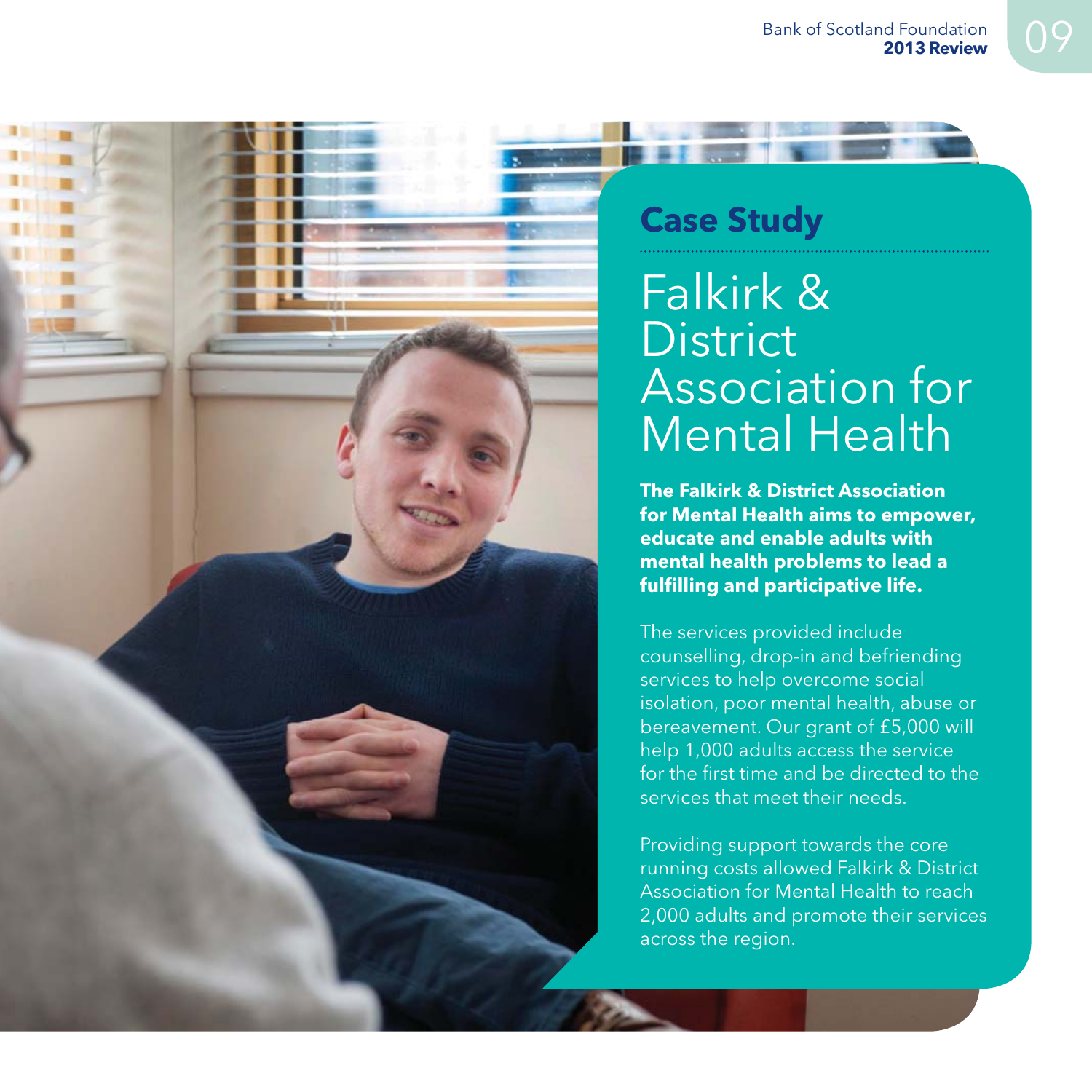## Case Study

# Falkirk & District Association for Mental Health

**The Falkirk & District Association for Mental Health aims to empower, educate and enable adults with mental health problems to lead a fulfilling and participative life.**

The services provided include counselling, drop-in and befriending services to help overcome social isolation, poor mental health, abuse or bereavement. Our grant of £5,000 will help 1,000 adults access the service for the first time and be directed to the services that meet their needs.

Providing support towards the core running costs allowed Falkirk & District Association for Mental Health to reach 2,000 adults and promote their services across the region.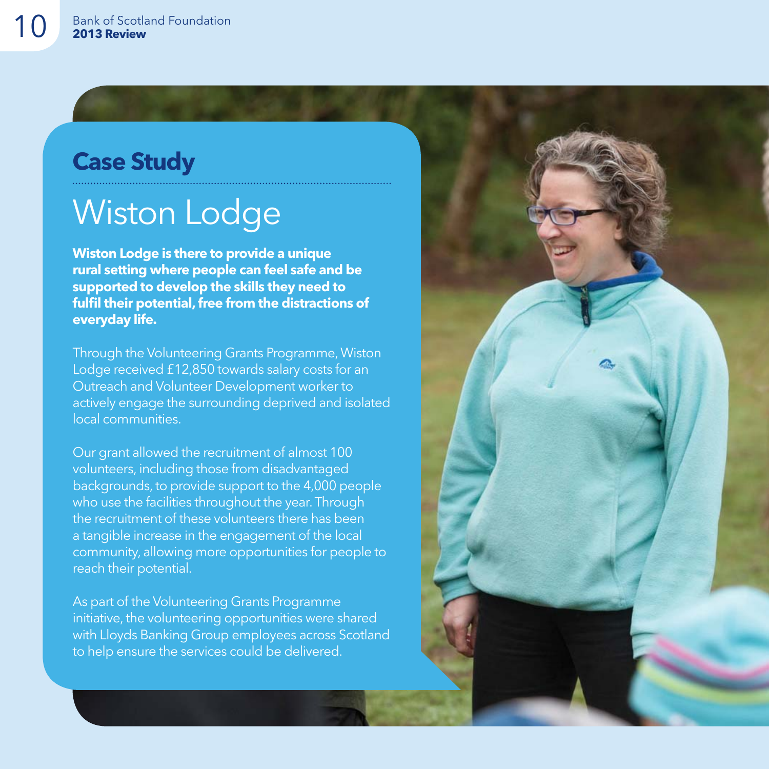## Case Study

# Wiston Lodge

**Wiston Lodge is there to provide a unique rural setting where people can feel safe and be supported to develop the skills they need to fulfil their potential, free from the distractions of everyday life.**

Through the Volunteering Grants Programme, Wiston Lodge received £12,850 towards salary costs for an Outreach and Volunteer Development worker to actively engage the surrounding deprived and isolated local communities.

Our grant allowed the recruitment of almost 100 volunteers, including those from disadvantaged backgrounds, to provide support to the 4,000 people who use the facilities throughout the year. Through the recruitment of these volunteers there has been a tangible increase in the engagement of the local community, allowing more opportunities for people to reach their potential.

As part of the Volunteering Grants Programme initiative, the volunteering opportunities were shared with Lloyds Banking Group employees across Scotland to help ensure the services could be delivered.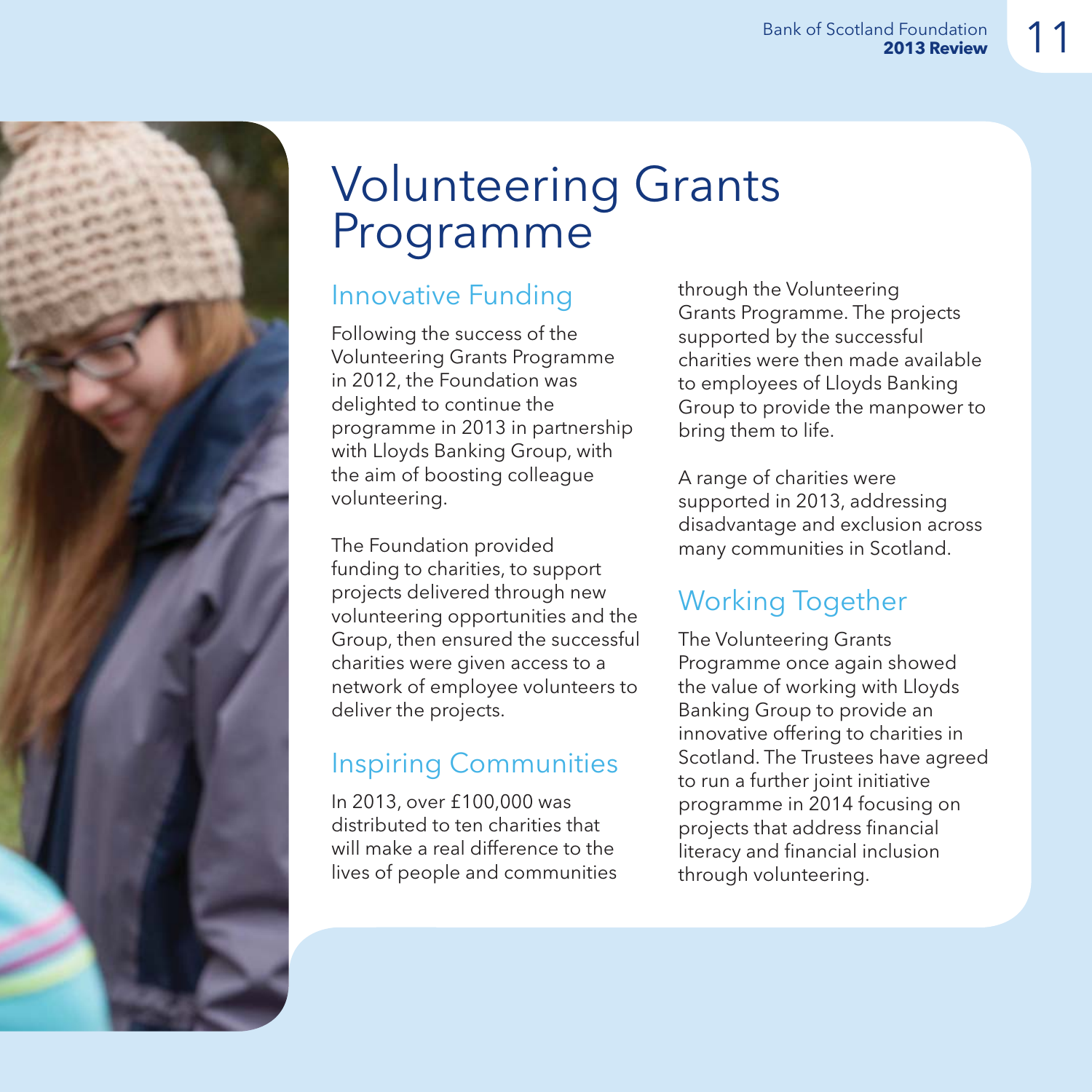# Volunteering Grants Programme

## Innovative Funding

Following the success of the Volunteering Grants Programme in 2012, the Foundation was delighted to continue the programme in 2013 in partnership with Lloyds Banking Group, with the aim of boosting colleague volunteering.

The Foundation provided funding to charities, to support projects delivered through new volunteering opportunities and the Group, then ensured the successful charities were given access to a network of employee volunteers to deliver the projects.

## Inspiring Communities

In 2013, over £100,000 was distributed to ten charities that will make a real difference to the lives of people and communities through the Volunteering Grants Programme. The projects supported by the successful charities were then made available to employees of Lloyds Banking Group to provide the manpower to bring them to life.

A range of charities were supported in 2013, addressing disadvantage and exclusion across many communities in Scotland.

## Working Together

The Volunteering Grants Programme once again showed the value of working with Lloyds Banking Group to provide an innovative offering to charities in Scotland. The Trustees have agreed to run a further joint initiative programme in 2014 focusing on projects that address financial literacy and financial inclusion through volunteering.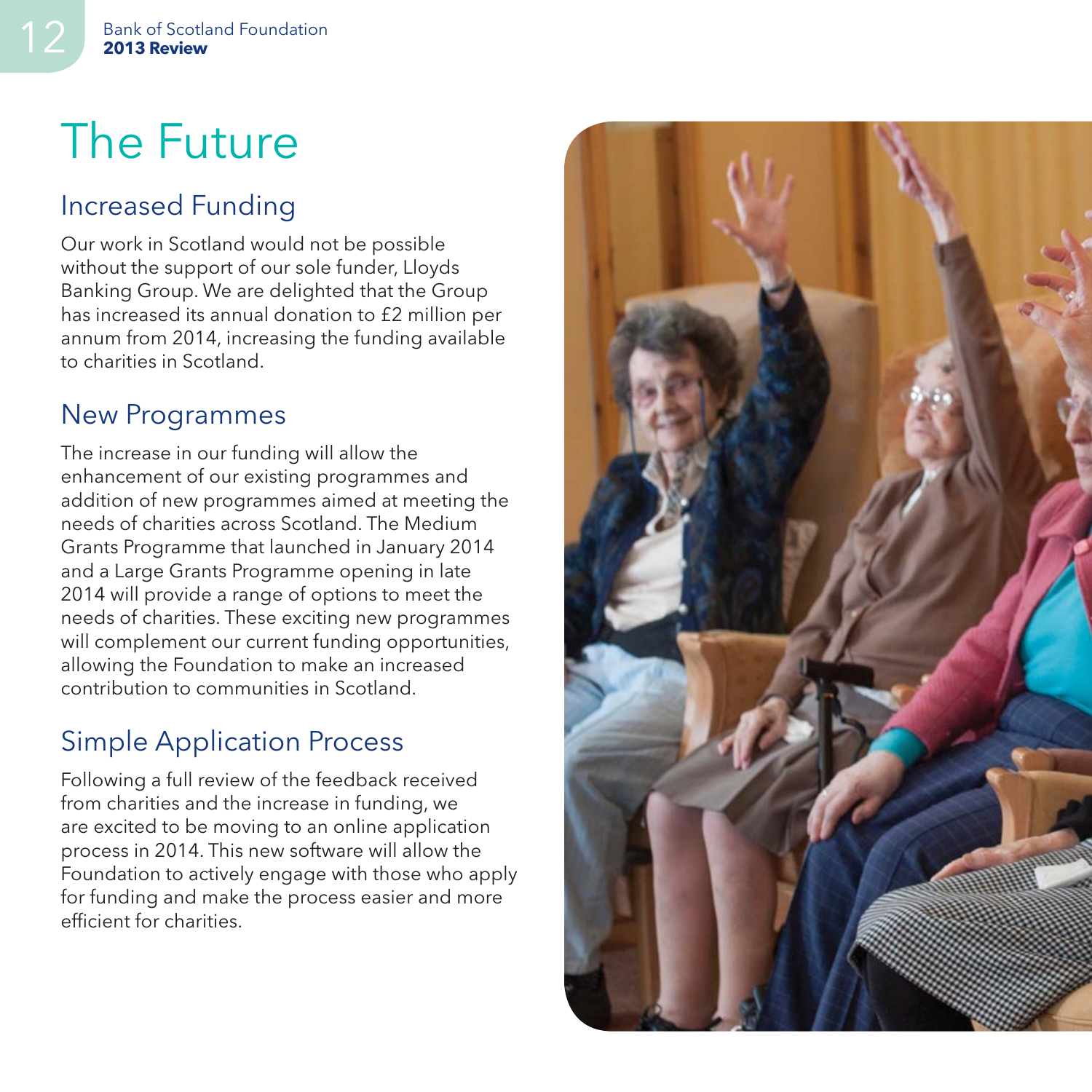# The Future

## Increased Funding

Our work in Scotland would not be possible without the support of our sole funder, Lloyds Banking Group. We are delighted that the Group has increased its annual donation to £2 million per annum from 2014, increasing the funding available to charities in Scotland.

## New Programmes

The increase in our funding will allow the enhancement of our existing programmes and addition of new programmes aimed at meeting the needs of charities across Scotland. The Medium Grants Programme that launched in January 2014 and a Large Grants Programme opening in late 2014 will provide a range of options to meet the needs of charities. These exciting new programmes will complement our current funding opportunities, allowing the Foundation to make an increased contribution to communities in Scotland.

## Simple Application Process

Following a full review of the feedback received from charities and the increase in funding, we are excited to be moving to an online application process in 2014. This new software will allow the Foundation to actively engage with those who apply for funding and make the process easier and more efficient for charities.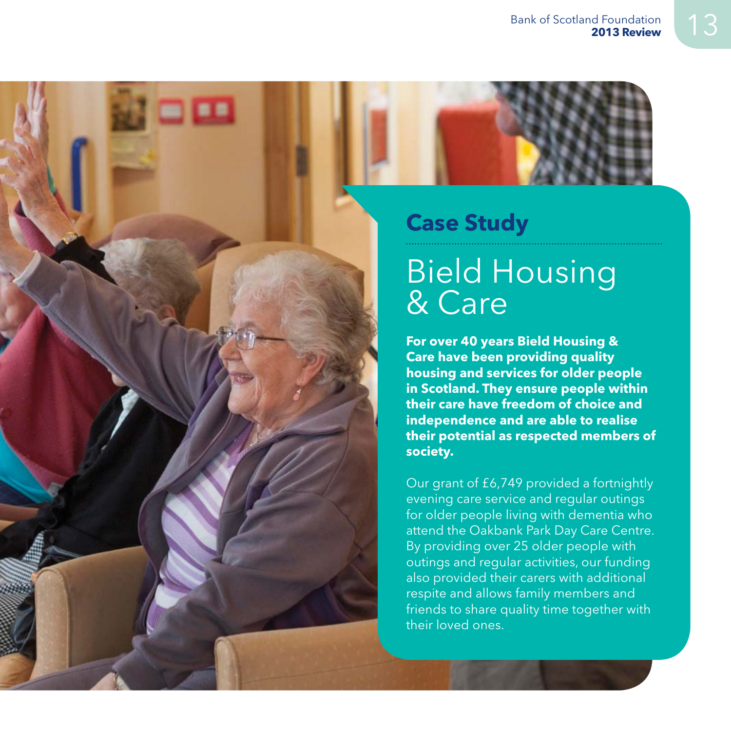## Case Study

# Bield Housing & Care

**For over 40 years Bield Housing & Care have been providing quality housing and services for older people in Scotland. They ensure people within their care have freedom of choice and independence and are able to realise their potential as respected members of society.**

Our grant of £6,749 provided a fortnightly evening care service and regular outings for older people living with dementia who attend the Oakbank Park Day Care Centre. By providing over 25 older people with outings and regular activities, our funding also provided their carers with additional respite and allows family members and friends to share quality time together with their loved ones.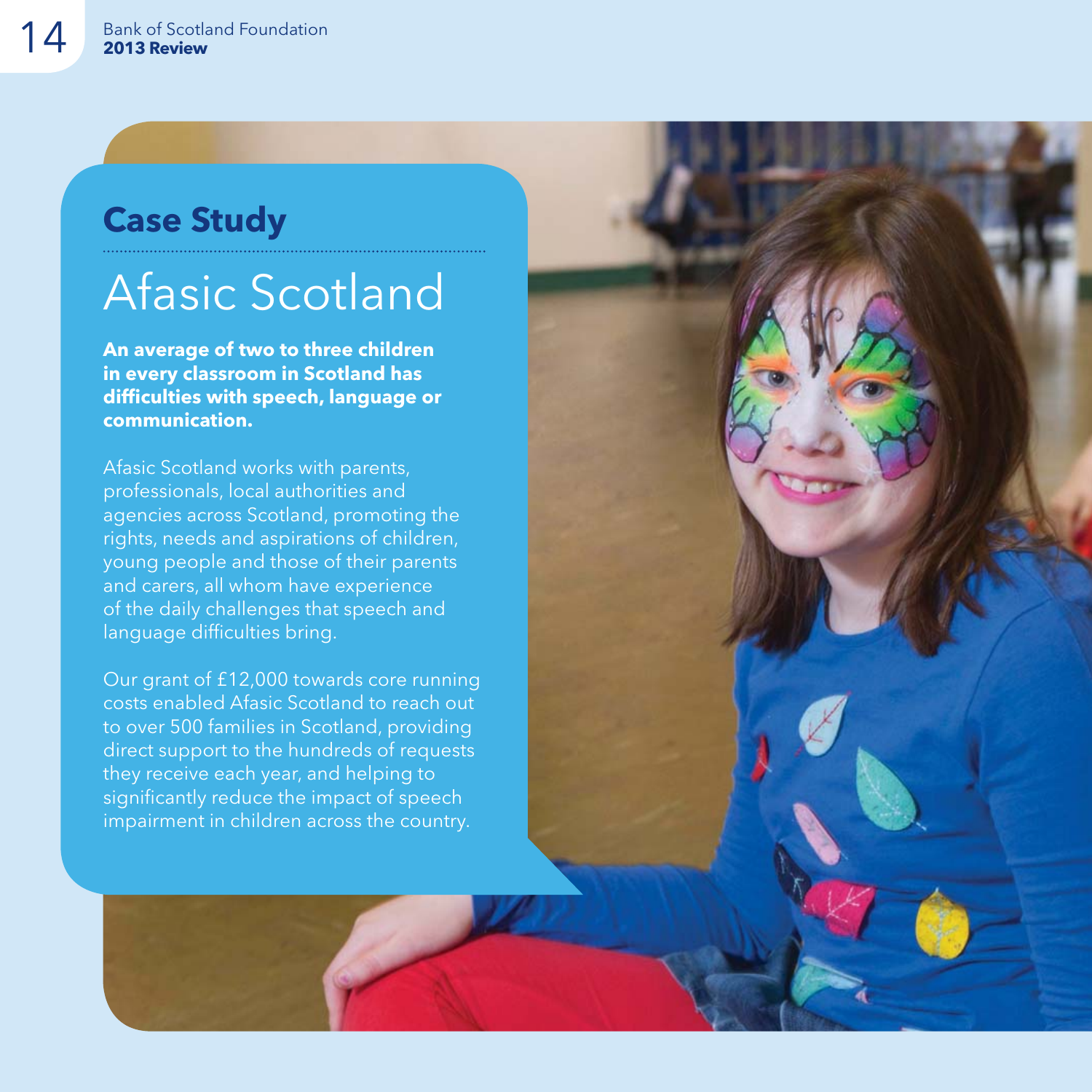## Case Study

# Afasic Scotland

**An average of two to three children in every classroom in Scotland has difficulties with speech, language or communication.**

Afasic Scotland works with parents, professionals, local authorities and agencies across Scotland, promoting the rights, needs and aspirations of children, young people and those of their parents and carers, all whom have experience of the daily challenges that speech and language difficulties bring.

Our grant of £12,000 towards core running costs enabled Afasic Scotland to reach out to over 500 families in Scotland, providing direct support to the hundreds of requests they receive each year, and helping to significantly reduce the impact of speech impairment in children across the country.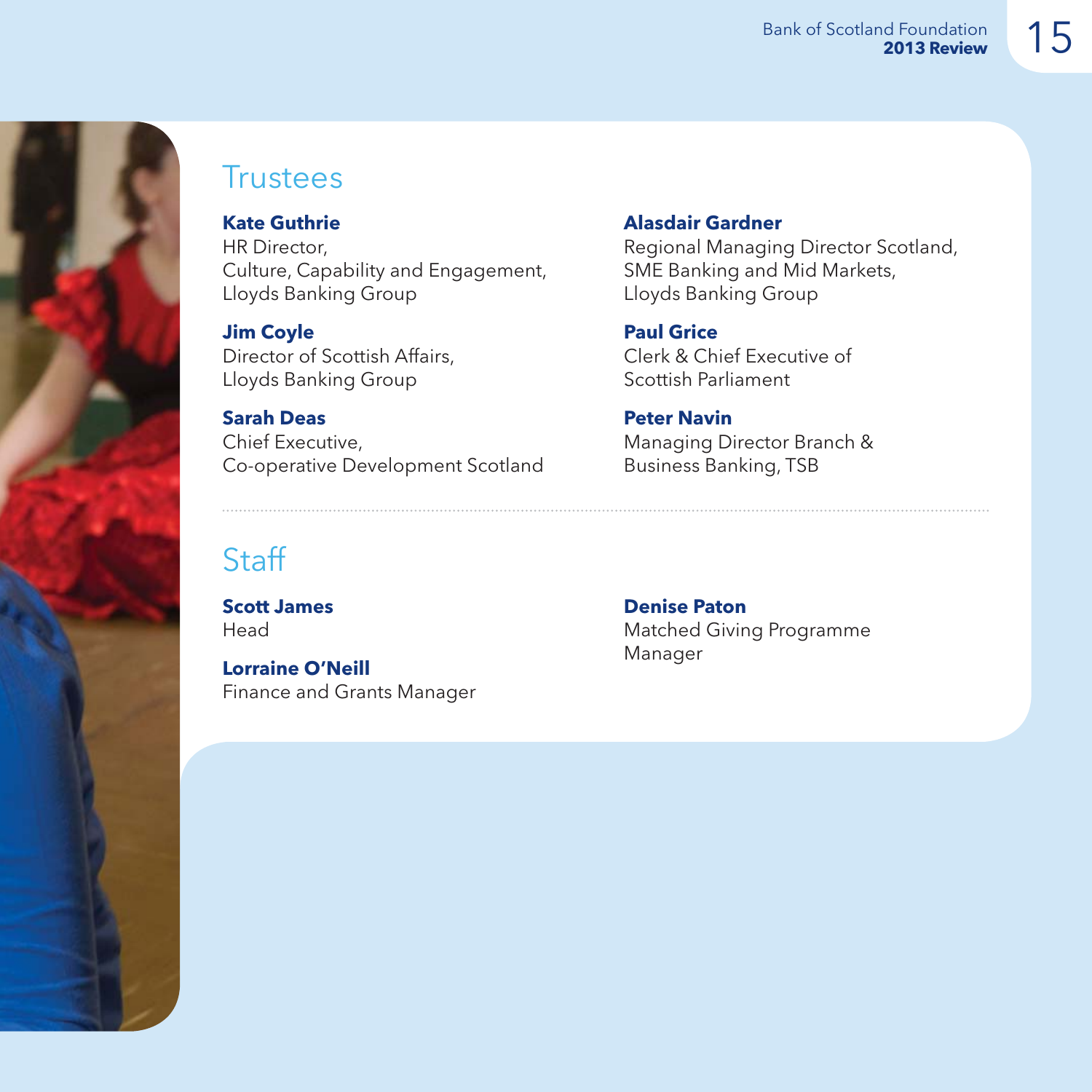## Trustees

**Kate Guthrie**
HR Director,
Culture, Capability and Engagement,
Lloyds Banking Group

**Jim Coyle**
Director of Scottish Affairs,
Lloyds Banking Group

**Sarah Deas**
Chief Executive,
Co-operative Development Scotland

**Alasdair Gardner**
Regional Managing Director Scotland,
SME Banking and Mid Markets,
Lloyds Banking Group

**Paul Grice**
Clerk & Chief Executive of
Scottish Parliament

**Peter Navin**
Managing Director Branch &
Business Banking, TSB

## Staff

**Scott James**
Head

**Lorraine O'Neill**
Finance and Grants Manager

**Denise Paton**
Matched Giving Programme
Manager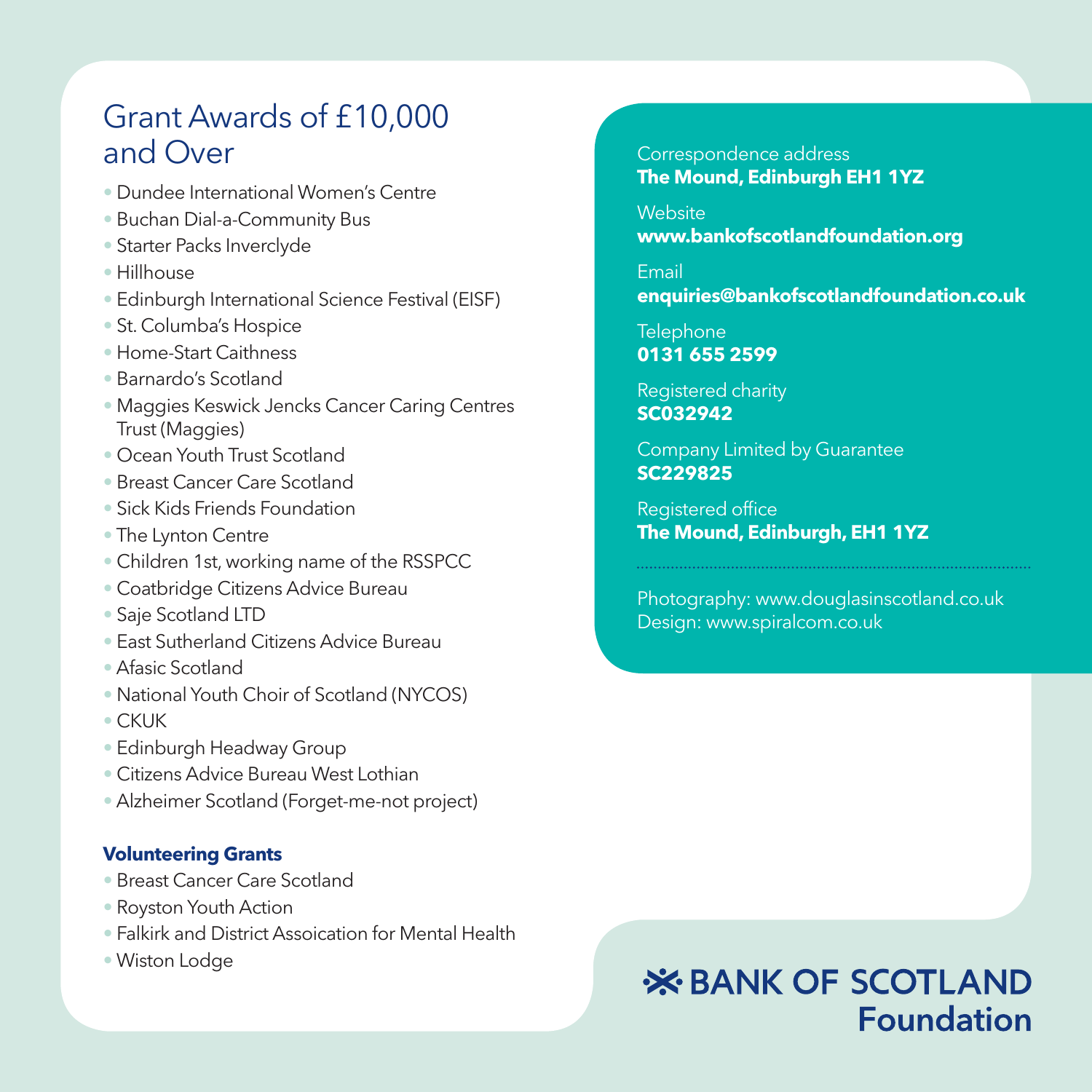## Grant Awards of £10,000 and Over

- Dundee International Women's Centre
- Buchan Dial-a-Community Bus
- Starter Packs Inverclyde
- Hillhouse
- Edinburgh International Science Festival (EISF)
- St. Columba's Hospice
- Home-Start Caithness
- Barnardo's Scotland
- Maggies Keswick Jencks Cancer Caring Centres Trust (Maggies)
- Ocean Youth Trust Scotland
- Breast Cancer Care Scotland
- Sick Kids Friends Foundation
- The Lynton Centre
- Children 1st, working name of the RSSPCC
- Coatbridge Citizens Advice Bureau
- Saje Scotland LTD
- East Sutherland Citizens Advice Bureau
- Afasic Scotland
- National Youth Choir of Scotland (NYCOS)
- CKUK
- Edinburgh Headway Group
- Citizens Advice Bureau West Lothian
- Alzheimer Scotland (Forget-me-not project)

**Volunteering Grants**

- Breast Cancer Care Scotland
- Royston Youth Action
- Falkirk and District Assoication for Mental Health
- Wiston Lodge

Correspondence address
**The Mound, Edinburgh EH1 1YZ**

Website
**www.bankofscotlandfoundation.org**

Email
**enquiries@bankofscotlandfoundation.co.uk**

Telephone
**0131 655 2599**

Registered charity
**SC032942**

Company Limited by Guarantee
**SC229825**

Registered office
**The Mound, Edinburgh, EH1 1YZ**

Photography: www.douglasinscotland.co.uk
Design: www.spiralcom.co.uk

**BANK OF SCOTLAND Foundation**